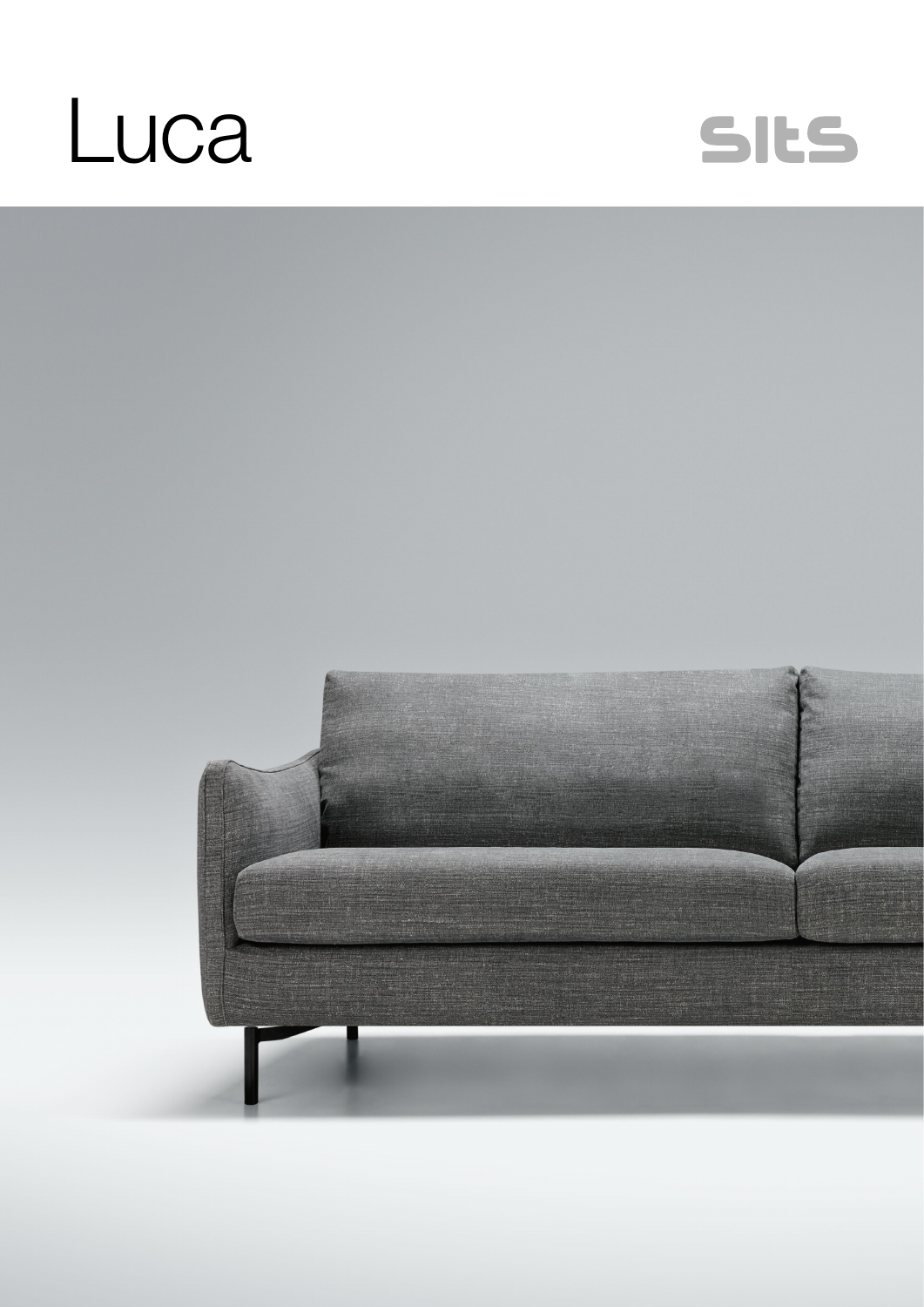# Luca

sits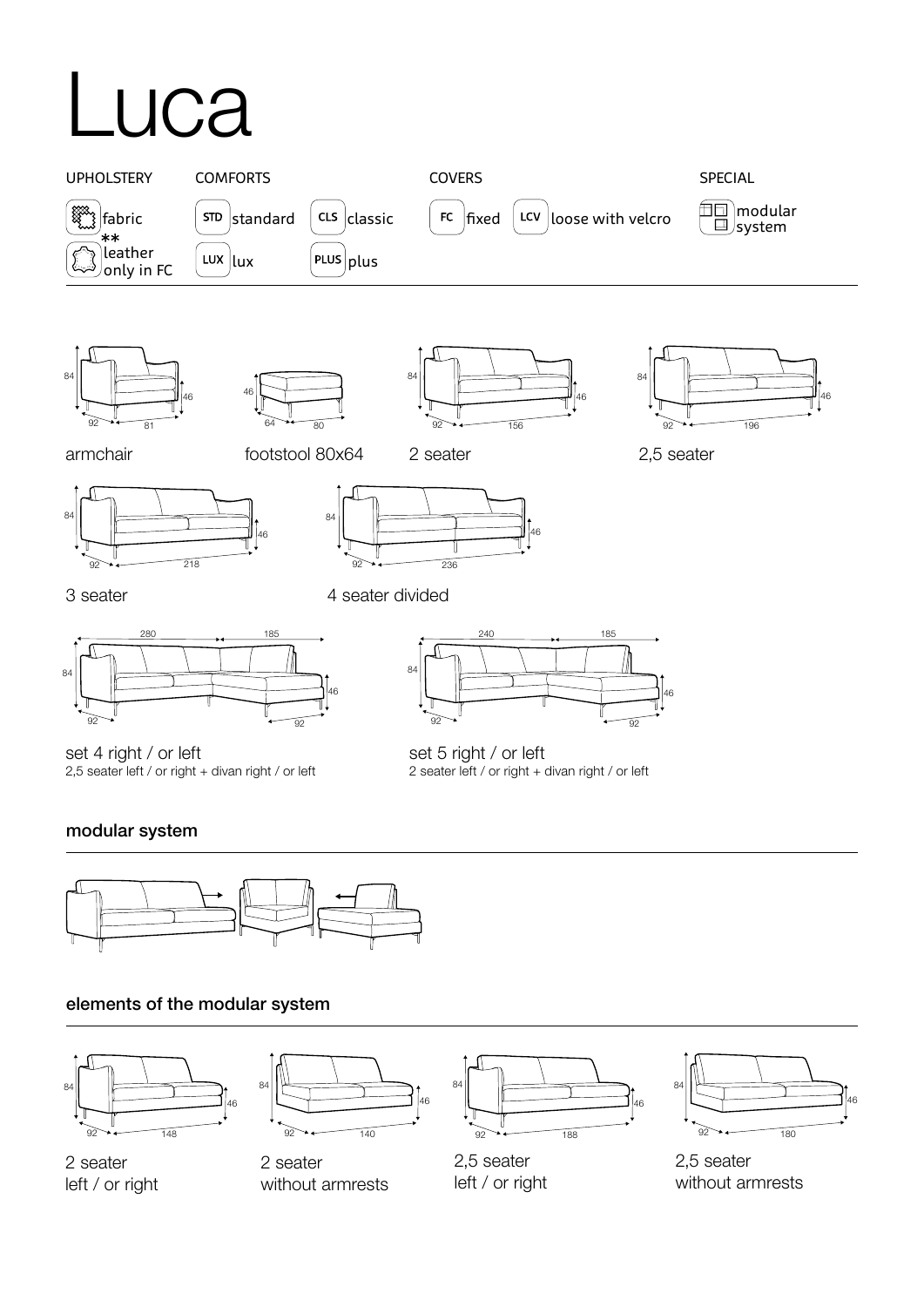# Luca

UPHOLSTERY
- fabric
- leather ** only in FC

COMFORTS
- STD standard
- CLS classic
- LUX lux
- PLUS plus

COVERS
- FC fixed
- LCV loose with velcro

SPECIAL
- modular system

84 / 46 / 92 / 81

armchair

46 / 64 / 80

footstool 80x64

84 / 46 / 92 / 156

2 seater

84 / 46 / 92 / 196

2,5 seater

84 / 46 / 92 / 218

3 seater

84 / 46 / 92 / 236

4 seater divided

280 / 185 / 84 / 46 / 92 / 92

set 4 right / or left
2,5 seater left / or right + divan right / or left

240 / 185 / 84 / 46 / 92 / 92

set 5 right / or left
2 seater left / or right + divan right / or left

## modular system

## elements of the modular system

84 / 46 / 92 / 148

2 seater
left / or right

84 / 46 / 92 / 140

2 seater
without armrests

84 / 46 / 92 / 188

2,5 seater
left / or right

84 / 46 / 92 / 180

2,5 seater
without armrests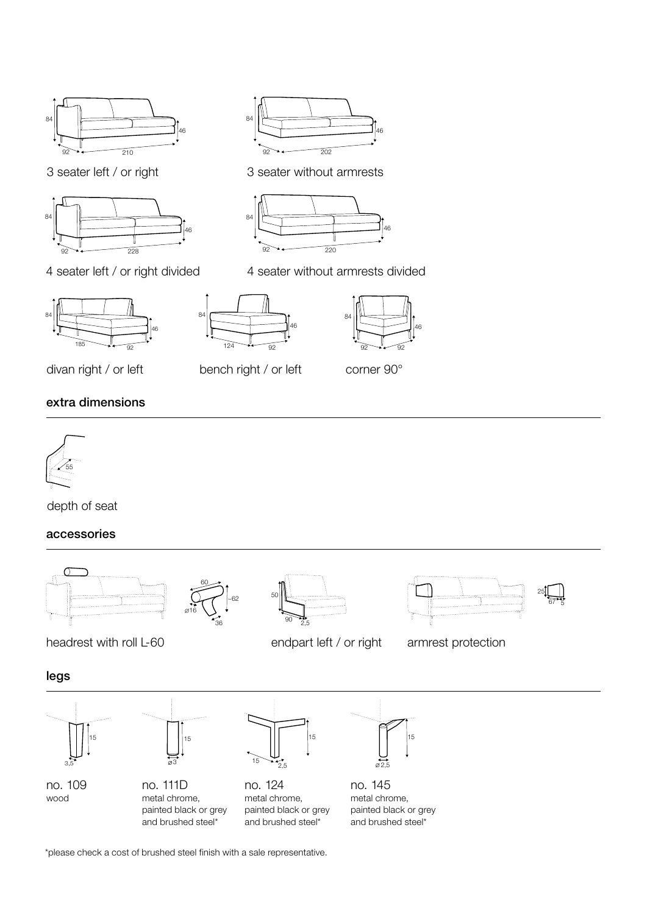84

46

92

210

3 seater left / or right

84

46

92

202

3 seater without armrests

84

46

92

228

4 seater left / or right divided

84

46

92

220

4 seater without armrests divided

84

46

185

92

divan right / or left

84

46

124

92

bench right / or left

84

46

92

92

corner 90°

**extra dimensions**

55

depth of seat

**accessories**

60

62

ø16

36

headrest with roll L-60

50

90

2,5

endpart left / or right

25

67

5

armrest protection

**legs**

15

3,5

no. 109
wood

15

ø3

no. 111D
metal chrome,
painted black or grey
and brushed steel*

15

15

2,5

no. 124
metal chrome,
painted black or grey
and brushed steel*

15

ø2,5

no. 145
metal chrome,
painted black or grey
and brushed steel*

*please check a cost of brushed steel finish with a sale representative.